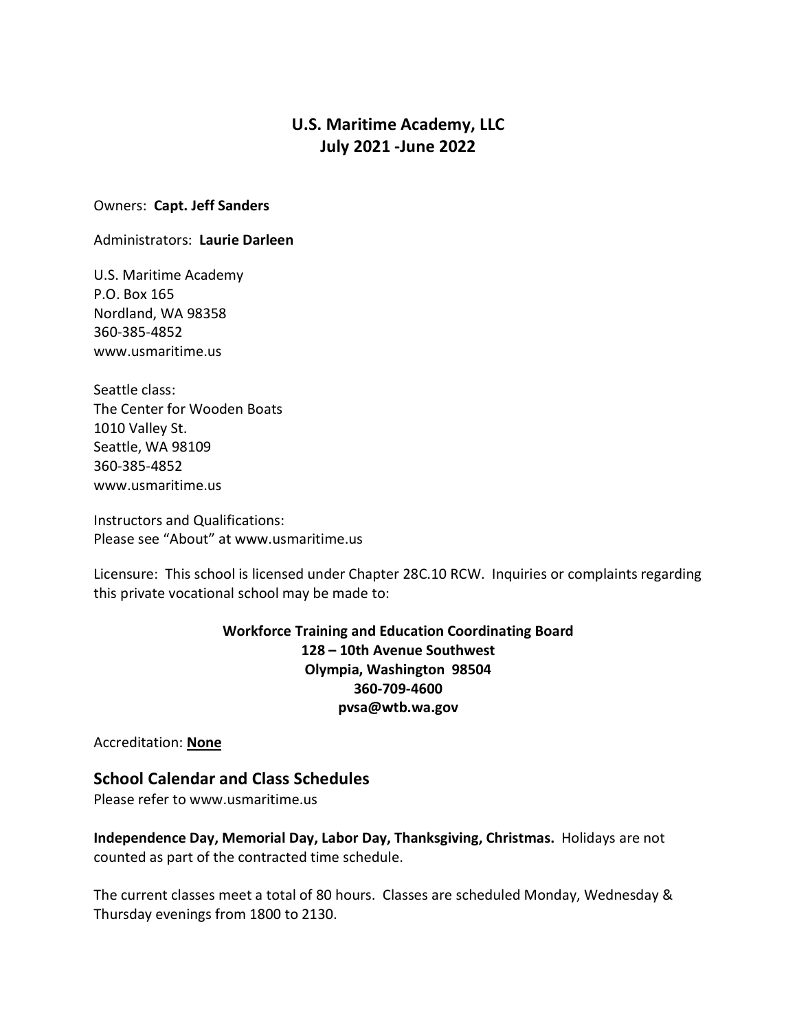# U.S. Maritime Academy, LLC
# July 2021 -June 2022

Owners: **Capt. Jeff Sanders**

Administrators: **Laurie Darleen**

U.S. Maritime Academy
P.O. Box 165
Nordland, WA 98358
360-385-4852
www.usmaritime.us

Seattle class:
The Center for Wooden Boats
1010 Valley St.
Seattle, WA 98109
360-385-4852
www.usmaritime.us

Instructors and Qualifications:
Please see "About" at www.usmaritime.us

Licensure: This school is licensed under Chapter 28C.10 RCW. Inquiries or complaints regarding this private vocational school may be made to:

**Workforce Training and Education Coordinating Board**
**128 – 10th Avenue Southwest**
**Olympia, Washington 98504**
**360-709-4600**
**pvsa@wtb.wa.gov**

Accreditation: **None**

## School Calendar and Class Schedules

Please refer to www.usmaritime.us

**Independence Day, Memorial Day, Labor Day, Thanksgiving, Christmas.** Holidays are not counted as part of the contracted time schedule.

The current classes meet a total of 80 hours. Classes are scheduled Monday, Wednesday & Thursday evenings from 1800 to 2130.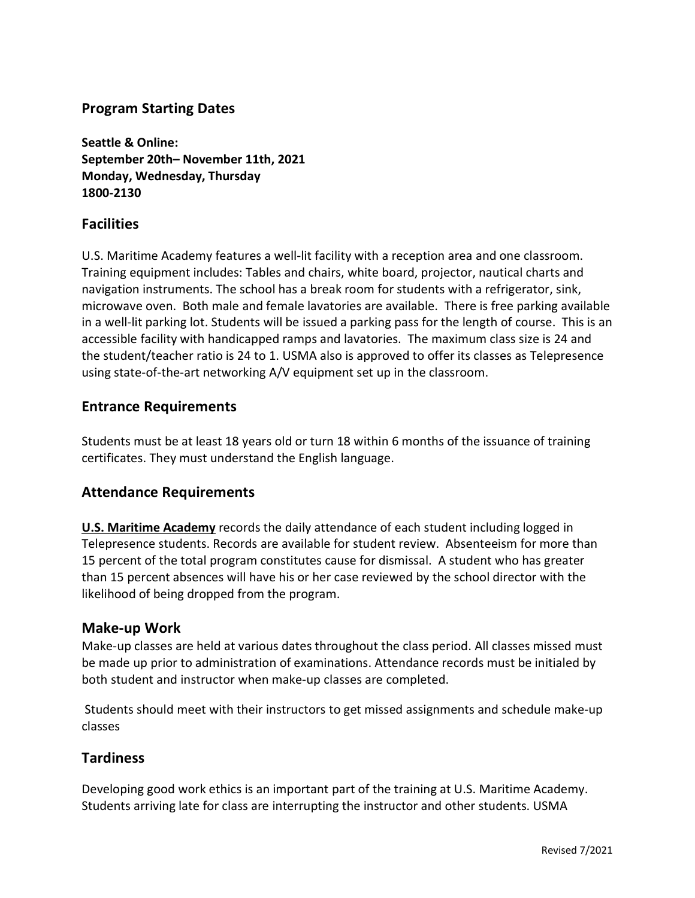## Program Starting Dates

**Seattle & Online:**
**September 20th– November 11th, 2021**
**Monday, Wednesday, Thursday**
**1800-2130**

## Facilities

U.S. Maritime Academy features a well-lit facility with a reception area and one classroom. Training equipment includes: Tables and chairs, white board, projector, nautical charts and navigation instruments. The school has a break room for students with a refrigerator, sink, microwave oven. Both male and female lavatories are available. There is free parking available in a well-lit parking lot. Students will be issued a parking pass for the length of course. This is an accessible facility with handicapped ramps and lavatories. The maximum class size is 24 and the student/teacher ratio is 24 to 1. USMA also is approved to offer its classes as Telepresence using state-of-the-art networking A/V equipment set up in the classroom.

## Entrance Requirements

Students must be at least 18 years old or turn 18 within 6 months of the issuance of training certificates. They must understand the English language.

## Attendance Requirements

**U.S. Maritime Academy** records the daily attendance of each student including logged in Telepresence students. Records are available for student review. Absenteeism for more than 15 percent of the total program constitutes cause for dismissal. A student who has greater than 15 percent absences will have his or her case reviewed by the school director with the likelihood of being dropped from the program.

## Make-up Work

Make-up classes are held at various dates throughout the class period. All classes missed must be made up prior to administration of examinations. Attendance records must be initialed by both student and instructor when make-up classes are completed.

Students should meet with their instructors to get missed assignments and schedule make-up classes

## Tardiness

Developing good work ethics is an important part of the training at U.S. Maritime Academy. Students arriving late for class are interrupting the instructor and other students. USMA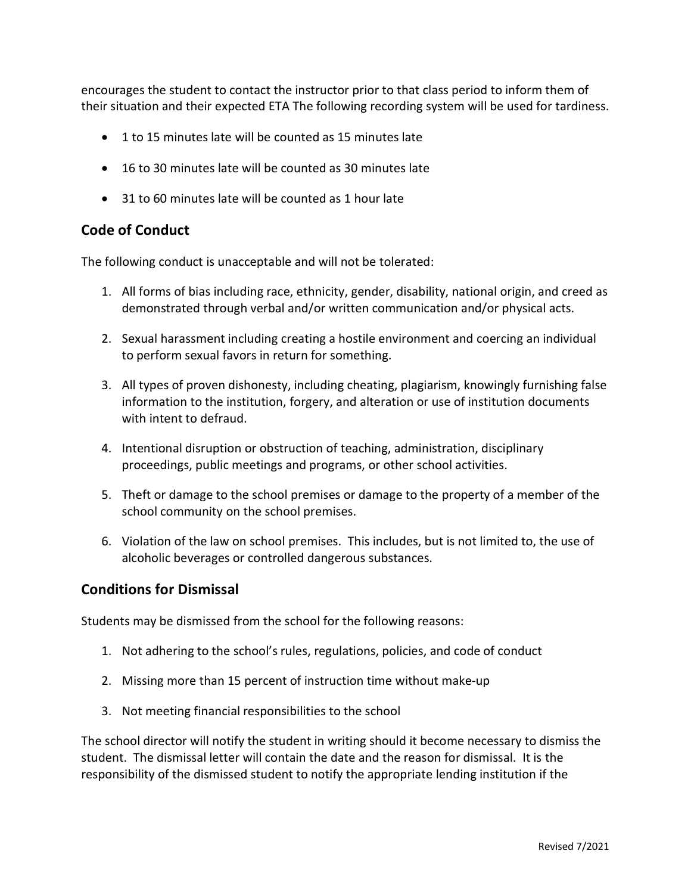encourages the student to contact the instructor prior to that class period to inform them of their situation and their expected ETA The following recording system will be used for tardiness.

- 1 to 15 minutes late will be counted as 15 minutes late
- 16 to 30 minutes late will be counted as 30 minutes late
- 31 to 60 minutes late will be counted as 1 hour late

## Code of Conduct

The following conduct is unacceptable and will not be tolerated:

1. All forms of bias including race, ethnicity, gender, disability, national origin, and creed as demonstrated through verbal and/or written communication and/or physical acts.
2. Sexual harassment including creating a hostile environment and coercing an individual to perform sexual favors in return for something.
3. All types of proven dishonesty, including cheating, plagiarism, knowingly furnishing false information to the institution, forgery, and alteration or use of institution documents with intent to defraud.
4. Intentional disruption or obstruction of teaching, administration, disciplinary proceedings, public meetings and programs, or other school activities.
5. Theft or damage to the school premises or damage to the property of a member of the school community on the school premises.
6. Violation of the law on school premises. This includes, but is not limited to, the use of alcoholic beverages or controlled dangerous substances.

## Conditions for Dismissal

Students may be dismissed from the school for the following reasons:

1. Not adhering to the school's rules, regulations, policies, and code of conduct
2. Missing more than 15 percent of instruction time without make-up
3. Not meeting financial responsibilities to the school

The school director will notify the student in writing should it become necessary to dismiss the student. The dismissal letter will contain the date and the reason for dismissal. It is the responsibility of the dismissed student to notify the appropriate lending institution if the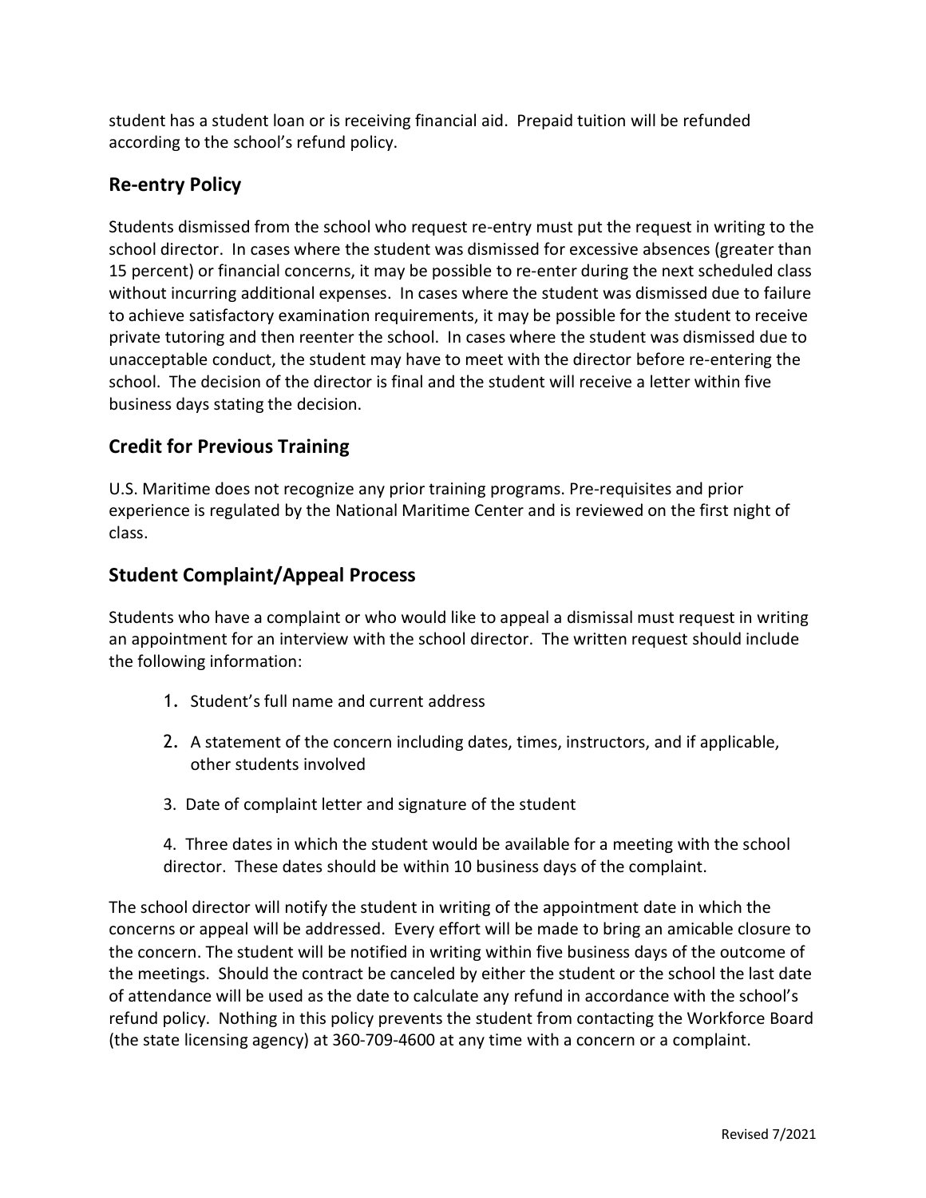student has a student loan or is receiving financial aid. Prepaid tuition will be refunded according to the school's refund policy.

## Re-entry Policy

Students dismissed from the school who request re-entry must put the request in writing to the school director. In cases where the student was dismissed for excessive absences (greater than 15 percent) or financial concerns, it may be possible to re-enter during the next scheduled class without incurring additional expenses. In cases where the student was dismissed due to failure to achieve satisfactory examination requirements, it may be possible for the student to receive private tutoring and then reenter the school. In cases where the student was dismissed due to unacceptable conduct, the student may have to meet with the director before re-entering the school. The decision of the director is final and the student will receive a letter within five business days stating the decision.

## Credit for Previous Training

U.S. Maritime does not recognize any prior training programs. Pre-requisites and prior experience is regulated by the National Maritime Center and is reviewed on the first night of class.

## Student Complaint/Appeal Process

Students who have a complaint or who would like to appeal a dismissal must request in writing an appointment for an interview with the school director. The written request should include the following information:

1. Student's full name and current address
2. A statement of the concern including dates, times, instructors, and if applicable, other students involved
3. Date of complaint letter and signature of the student
4. Three dates in which the student would be available for a meeting with the school director. These dates should be within 10 business days of the complaint.

The school director will notify the student in writing of the appointment date in which the concerns or appeal will be addressed. Every effort will be made to bring an amicable closure to the concern. The student will be notified in writing within five business days of the outcome of the meetings. Should the contract be canceled by either the student or the school the last date of attendance will be used as the date to calculate any refund in accordance with the school's refund policy. Nothing in this policy prevents the student from contacting the Workforce Board (the state licensing agency) at 360-709-4600 at any time with a concern or a complaint.

Revised 7/2021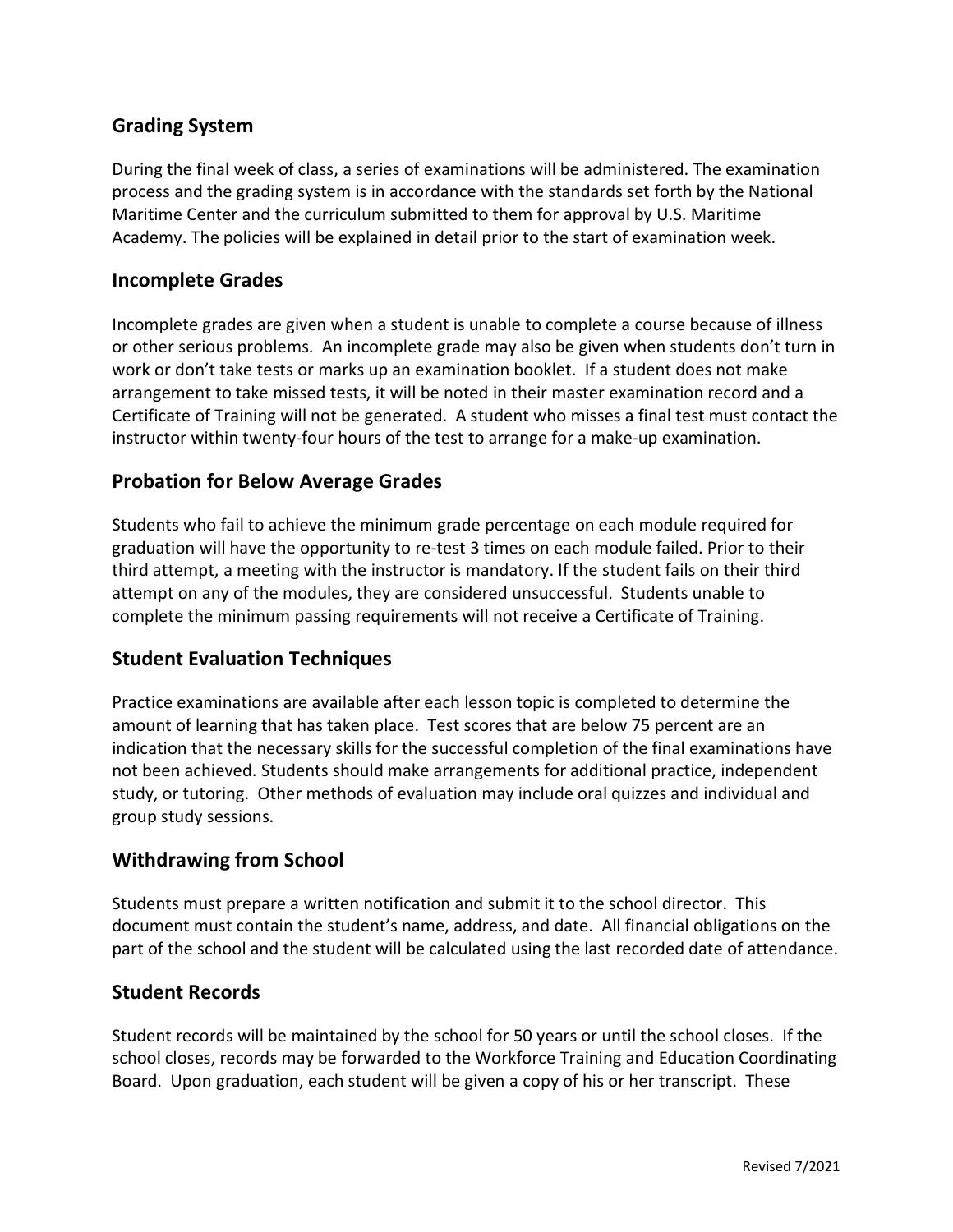## Grading System

During the final week of class, a series of examinations will be administered. The examination process and the grading system is in accordance with the standards set forth by the National Maritime Center and the curriculum submitted to them for approval by U.S. Maritime Academy. The policies will be explained in detail prior to the start of examination week.

## Incomplete Grades

Incomplete grades are given when a student is unable to complete a course because of illness or other serious problems. An incomplete grade may also be given when students don't turn in work or don't take tests or marks up an examination booklet. If a student does not make arrangement to take missed tests, it will be noted in their master examination record and a Certificate of Training will not be generated. A student who misses a final test must contact the instructor within twenty-four hours of the test to arrange for a make-up examination.

## Probation for Below Average Grades

Students who fail to achieve the minimum grade percentage on each module required for graduation will have the opportunity to re-test 3 times on each module failed. Prior to their third attempt, a meeting with the instructor is mandatory. If the student fails on their third attempt on any of the modules, they are considered unsuccessful. Students unable to complete the minimum passing requirements will not receive a Certificate of Training.

## Student Evaluation Techniques

Practice examinations are available after each lesson topic is completed to determine the amount of learning that has taken place. Test scores that are below 75 percent are an indication that the necessary skills for the successful completion of the final examinations have not been achieved. Students should make arrangements for additional practice, independent study, or tutoring. Other methods of evaluation may include oral quizzes and individual and group study sessions.

## Withdrawing from School

Students must prepare a written notification and submit it to the school director. This document must contain the student's name, address, and date. All financial obligations on the part of the school and the student will be calculated using the last recorded date of attendance.

## Student Records

Student records will be maintained by the school for 50 years or until the school closes. If the school closes, records may be forwarded to the Workforce Training and Education Coordinating Board. Upon graduation, each student will be given a copy of his or her transcript. These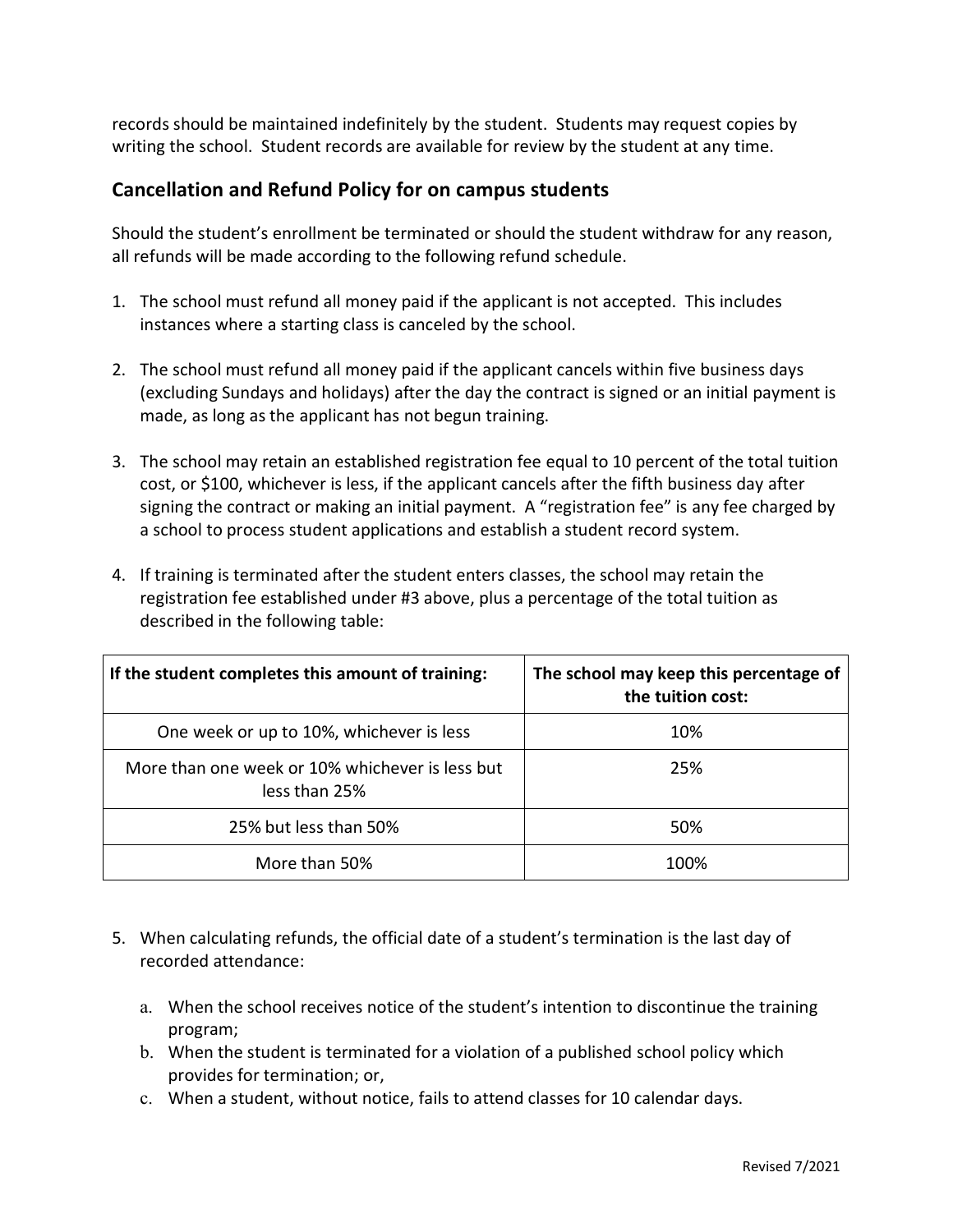records should be maintained indefinitely by the student. Students may request copies by writing the school. Student records are available for review by the student at any time.

## Cancellation and Refund Policy for on campus students

Should the student's enrollment be terminated or should the student withdraw for any reason, all refunds will be made according to the following refund schedule.

1. The school must refund all money paid if the applicant is not accepted. This includes instances where a starting class is canceled by the school.

2. The school must refund all money paid if the applicant cancels within five business days (excluding Sundays and holidays) after the day the contract is signed or an initial payment is made, as long as the applicant has not begun training.

3. The school may retain an established registration fee equal to 10 percent of the total tuition cost, or $100, whichever is less, if the applicant cancels after the fifth business day after signing the contract or making an initial payment. A "registration fee" is any fee charged by a school to process student applications and establish a student record system.

4. If training is terminated after the student enters classes, the school may retain the registration fee established under #3 above, plus a percentage of the total tuition as described in the following table:

| If the student completes this amount of training: | The school may keep this percentage of the tuition cost: |
| --- | --- |
| One week or up to 10%, whichever is less | 10% |
| More than one week or 10% whichever is less but less than 25% | 25% |
| 25% but less than 50% | 50% |
| More than 50% | 100% |

5. When calculating refunds, the official date of a student's termination is the last day of recorded attendance:

    a. When the school receives notice of the student's intention to discontinue the training program;
    b. When the student is terminated for a violation of a published school policy which provides for termination; or,
    c. When a student, without notice, fails to attend classes for 10 calendar days.

Revised 7/2021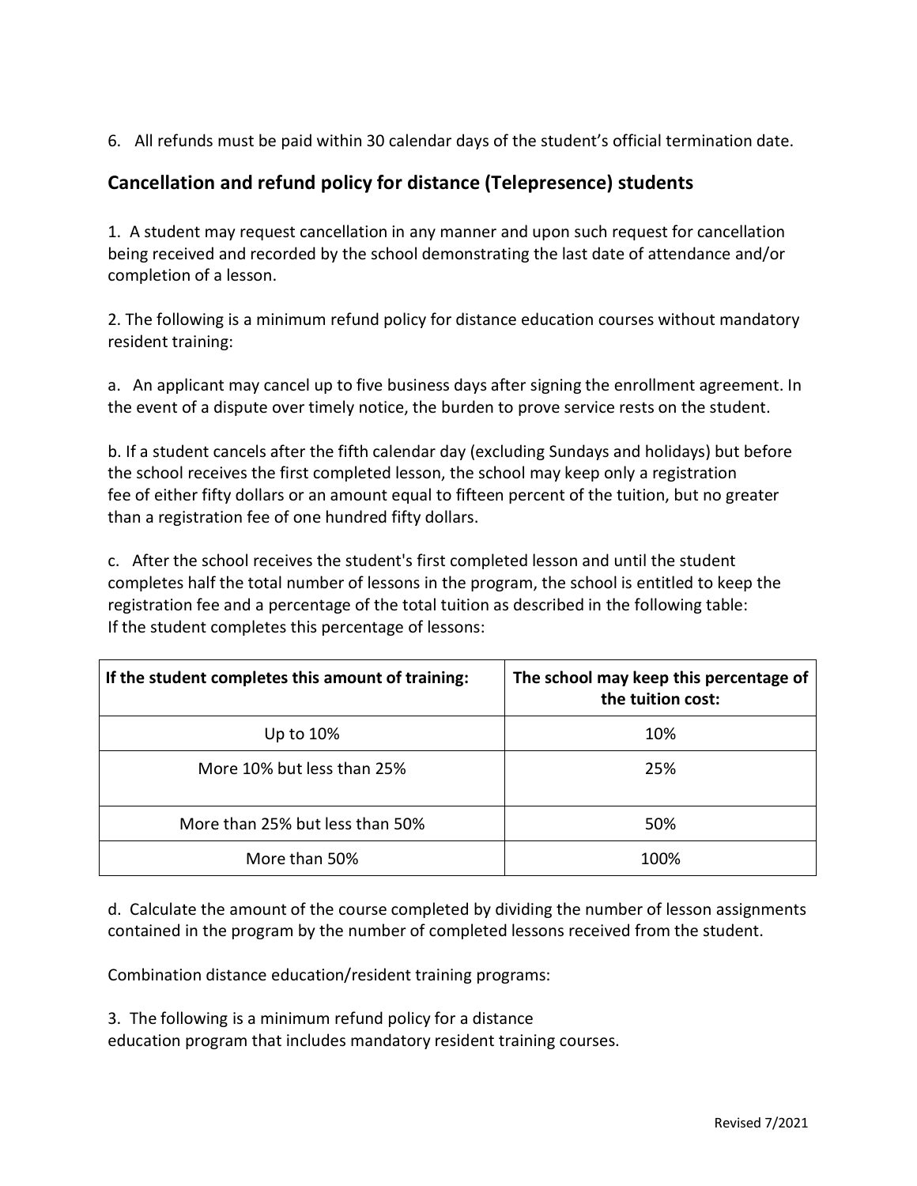6. All refunds must be paid within 30 calendar days of the student's official termination date.

## Cancellation and refund policy for distance (Telepresence) students

1. A student may request cancellation in any manner and upon such request for cancellation being received and recorded by the school demonstrating the last date of attendance and/or completion of a lesson.

2. The following is a minimum refund policy for distance education courses without mandatory resident training:

a. An applicant may cancel up to five business days after signing the enrollment agreement. In the event of a dispute over timely notice, the burden to prove service rests on the student.

b. If a student cancels after the fifth calendar day (excluding Sundays and holidays) but before the school receives the first completed lesson, the school may keep only a registration fee of either fifty dollars or an amount equal to fifteen percent of the tuition, but no greater than a registration fee of one hundred fifty dollars.

c. After the school receives the student's first completed lesson and until the student completes half the total number of lessons in the program, the school is entitled to keep the registration fee and a percentage of the total tuition as described in the following table:
If the student completes this percentage of lessons:

| If the student completes this amount of training: | The school may keep this percentage of the tuition cost: |
|---|---|
| Up to 10% | 10% |
| More 10% but less than 25% | 25% |
| More than 25% but less than 50% | 50% |
| More than 50% | 100% |

d. Calculate the amount of the course completed by dividing the number of lesson assignments contained in the program by the number of completed lessons received from the student.

Combination distance education/resident training programs:

3. The following is a minimum refund policy for a distance education program that includes mandatory resident training courses.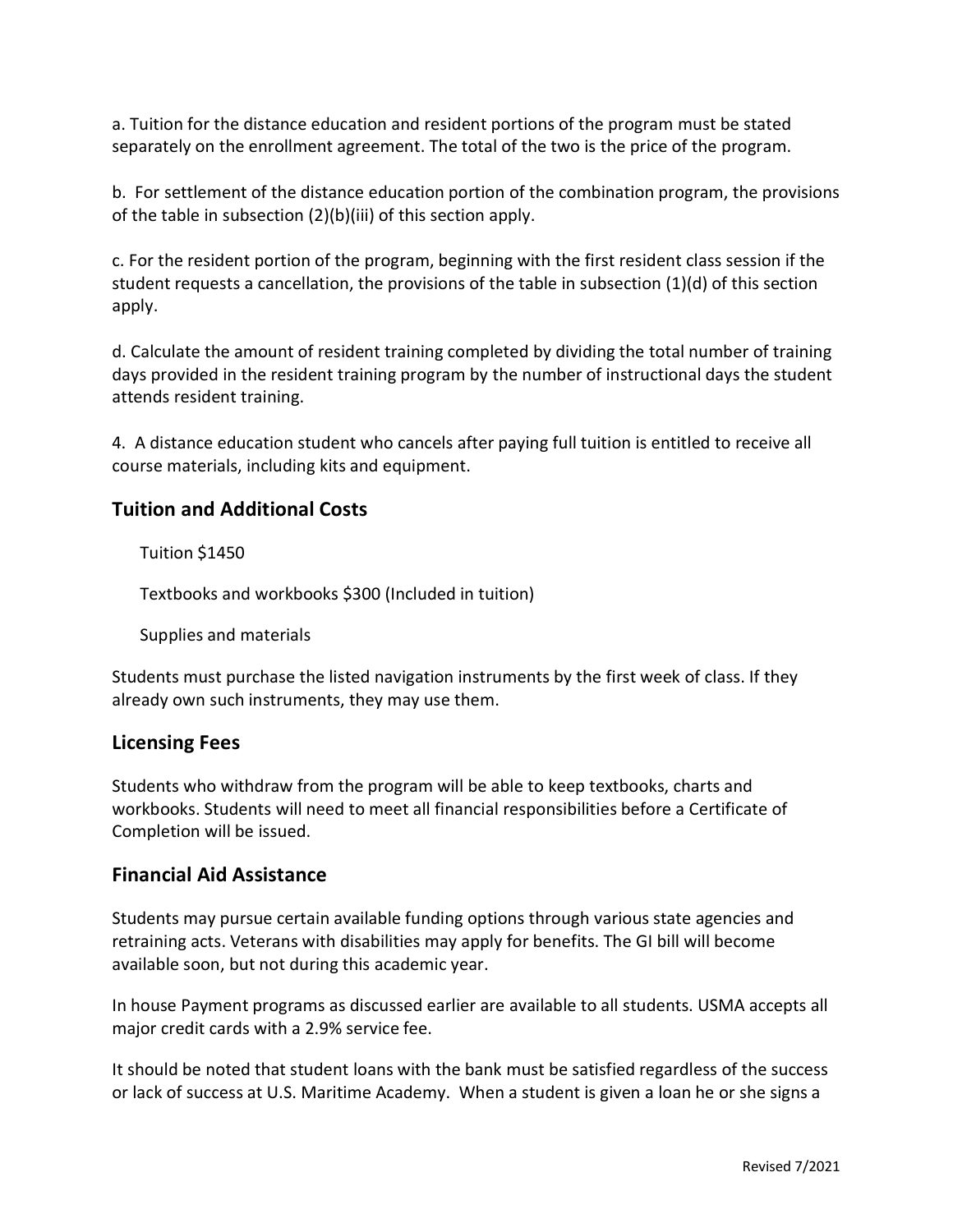a. Tuition for the distance education and resident portions of the program must be stated separately on the enrollment agreement. The total of the two is the price of the program.

b. For settlement of the distance education portion of the combination program, the provisions of the table in subsection (2)(b)(iii) of this section apply.

c. For the resident portion of the program, beginning with the first resident class session if the student requests a cancellation, the provisions of the table in subsection (1)(d) of this section apply.

d. Calculate the amount of resident training completed by dividing the total number of training days provided in the resident training program by the number of instructional days the student attends resident training.

4. A distance education student who cancels after paying full tuition is entitled to receive all course materials, including kits and equipment.

## Tuition and Additional Costs

Tuition $1450

Textbooks and workbooks $300 (Included in tuition)

Supplies and materials

Students must purchase the listed navigation instruments by the first week of class. If they already own such instruments, they may use them.

## Licensing Fees

Students who withdraw from the program will be able to keep textbooks, charts and workbooks. Students will need to meet all financial responsibilities before a Certificate of Completion will be issued.

## Financial Aid Assistance

Students may pursue certain available funding options through various state agencies and retraining acts. Veterans with disabilities may apply for benefits. The GI bill will become available soon, but not during this academic year.

In house Payment programs as discussed earlier are available to all students. USMA accepts all major credit cards with a 2.9% service fee.

It should be noted that student loans with the bank must be satisfied regardless of the success or lack of success at U.S. Maritime Academy. When a student is given a loan he or she signs a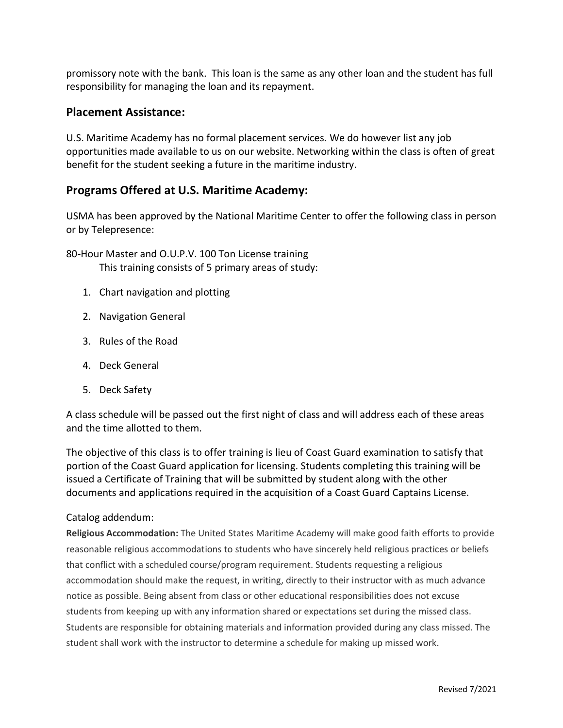promissory note with the bank. This loan is the same as any other loan and the student has full responsibility for managing the loan and its repayment.

## Placement Assistance:

U.S. Maritime Academy has no formal placement services. We do however list any job opportunities made available to us on our website. Networking within the class is often of great benefit for the student seeking a future in the maritime industry.

## Programs Offered at U.S. Maritime Academy:

USMA has been approved by the National Maritime Center to offer the following class in person or by Telepresence:

80-Hour Master and O.U.P.V. 100 Ton License training
This training consists of 5 primary areas of study:

1. Chart navigation and plotting
2. Navigation General
3. Rules of the Road
4. Deck General
5. Deck Safety

A class schedule will be passed out the first night of class and will address each of these areas and the time allotted to them.

The objective of this class is to offer training is lieu of Coast Guard examination to satisfy that portion of the Coast Guard application for licensing. Students completing this training will be issued a Certificate of Training that will be submitted by student along with the other documents and applications required in the acquisition of a Coast Guard Captains License.

Catalog addendum:

**Religious Accommodation:** The United States Maritime Academy will make good faith efforts to provide reasonable religious accommodations to students who have sincerely held religious practices or beliefs that conflict with a scheduled course/program requirement. Students requesting a religious accommodation should make the request, in writing, directly to their instructor with as much advance notice as possible. Being absent from class or other educational responsibilities does not excuse students from keeping up with any information shared or expectations set during the missed class. Students are responsible for obtaining materials and information provided during any class missed. The student shall work with the instructor to determine a schedule for making up missed work.

Revised 7/2021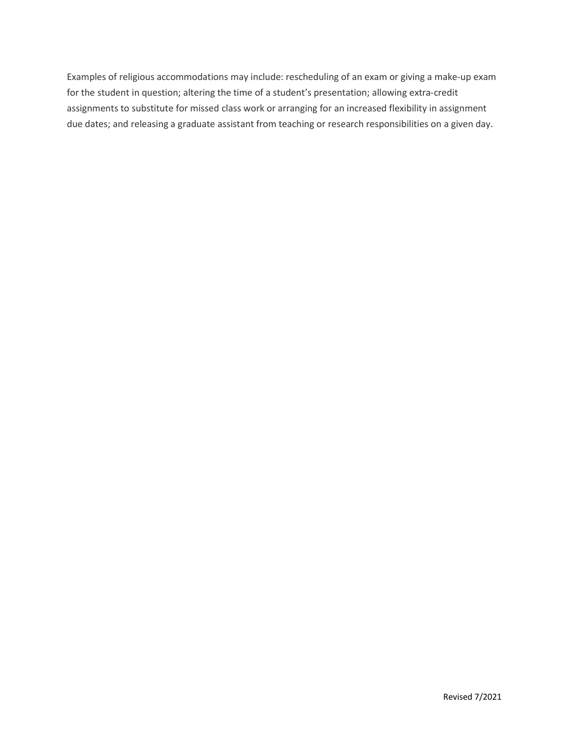Examples of religious accommodations may include: rescheduling of an exam or giving a make-up exam for the student in question; altering the time of a student's presentation; allowing extra-credit assignments to substitute for missed class work or arranging for an increased flexibility in assignment due dates; and releasing a graduate assistant from teaching or research responsibilities on a given day.

Revised 7/2021